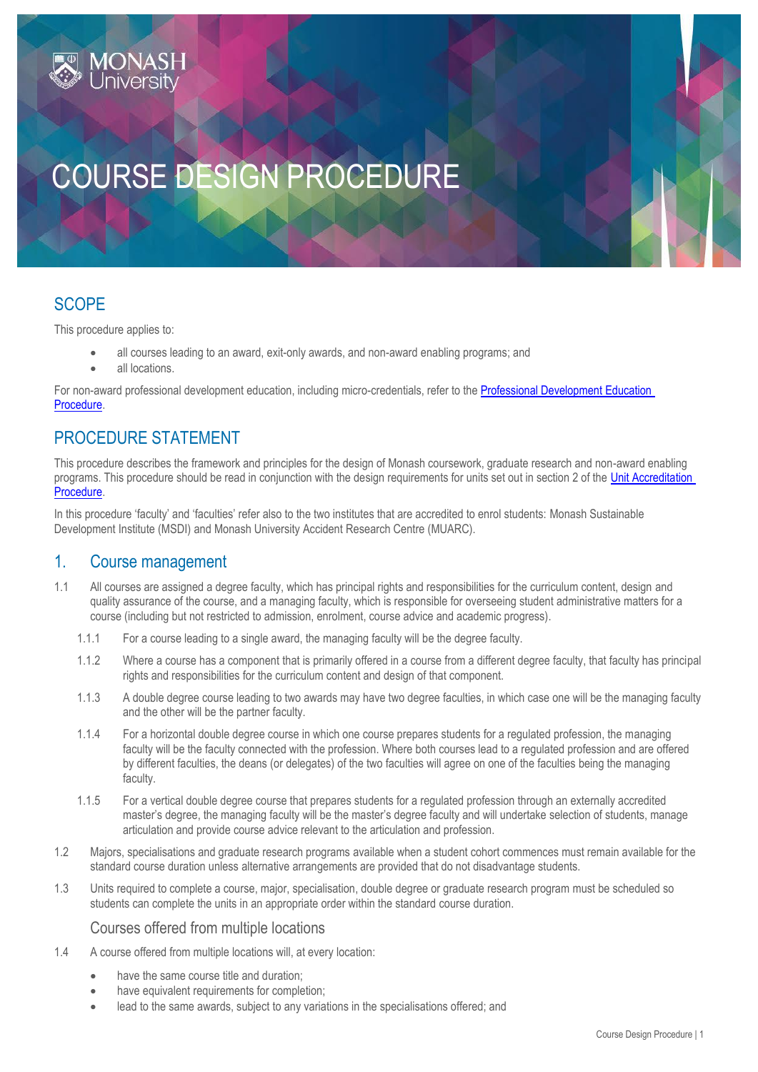# COURSE DESIGN PROCEDURE

## SCOPE

This procedure applies to:

- all courses leading to an award, exit-only awards, and non-award enabling programs; and
- all locations.

For non-award professional development education, including micro-credentials, refer to the Professional Development Education Procedure.

## PROCEDURE STATEMENT

This procedure describes the framework and principles for the design of Monash coursework, graduate research and non-award enabling programs. This procedure should be read in conjunction with the design requirements for units set out in section 2 of the Unit Accreditation Procedure.

In this procedure 'faculty' and 'faculties' refer also to the two institutes that are accredited to enrol students: Monash Sustainable Development Institute (MSDI) and Monash University Accident Research Centre (MUARC).

## 1. Course management

1.1 All courses are assigned a degree faculty, which has principal rights and responsibilities for the curriculum content, design and quality assurance of the course, and a managing faculty, which is responsible for overseeing student administrative matters for a course (including but not restricted to admission, enrolment, course advice and academic progress).

1.1.1 For a course leading to a single award, the managing faculty will be the degree faculty.

1.1.2 Where a course has a component that is primarily offered in a course from a different degree faculty, that faculty has principal rights and responsibilities for the curriculum content and design of that component.

1.1.3 A double degree course leading to two awards may have two degree faculties, in which case one will be the managing faculty and the other will be the partner faculty.

1.1.4 For a horizontal double degree course in which one course prepares students for a regulated profession, the managing faculty will be the faculty connected with the profession. Where both courses lead to a regulated profession and are offered by different faculties, the deans (or delegates) of the two faculties will agree on one of the faculties being the managing faculty.

1.1.5 For a vertical double degree course that prepares students for a regulated profession through an externally accredited master's degree, the managing faculty will be the master's degree faculty and will undertake selection of students, manage articulation and provide course advice relevant to the articulation and profession.

1.2 Majors, specialisations and graduate research programs available when a student cohort commences must remain available for the standard course duration unless alternative arrangements are provided that do not disadvantage students.

1.3 Units required to complete a course, major, specialisation, double degree or graduate research program must be scheduled so students can complete the units in an appropriate order within the standard course duration.

### Courses offered from multiple locations

1.4 A course offered from multiple locations will, at every location:

- have the same course title and duration;
- have equivalent requirements for completion;
- lead to the same awards, subject to any variations in the specialisations offered; and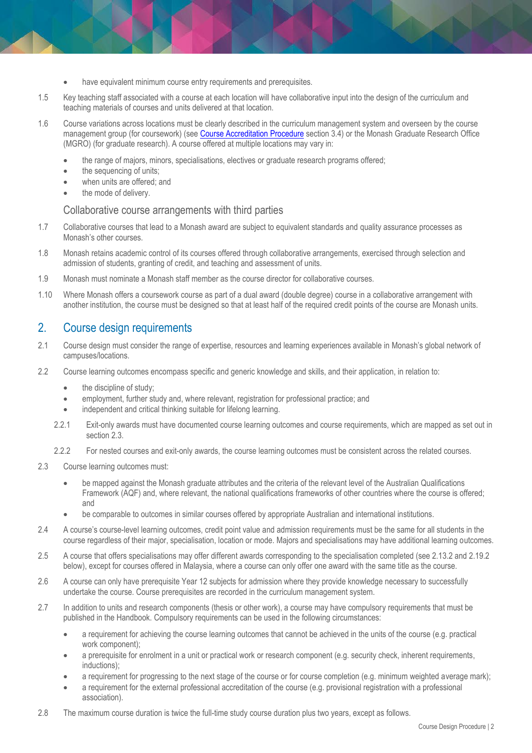- have equivalent minimum course entry requirements and prerequisites.

1.5 Key teaching staff associated with a course at each location will have collaborative input into the design of the curriculum and teaching materials of courses and units delivered at that location.

1.6 Course variations across locations must be clearly described in the curriculum management system and overseen by the course management group (for coursework) (see Course Accreditation Procedure section 3.4) or the Monash Graduate Research Office (MGRO) (for graduate research). A course offered at multiple locations may vary in:

- the range of majors, minors, specialisations, electives or graduate research programs offered;
- the sequencing of units;
- when units are offered; and
- the mode of delivery.

### Collaborative course arrangements with third parties

1.7 Collaborative courses that lead to a Monash award are subject to equivalent standards and quality assurance processes as Monash's other courses.

1.8 Monash retains academic control of its courses offered through collaborative arrangements, exercised through selection and admission of students, granting of credit, and teaching and assessment of units.

1.9 Monash must nominate a Monash staff member as the course director for collaborative courses.

1.10 Where Monash offers a coursework course as part of a dual award (double degree) course in a collaborative arrangement with another institution, the course must be designed so that at least half of the required credit points of the course are Monash units.

## 2. Course design requirements

2.1 Course design must consider the range of expertise, resources and learning experiences available in Monash's global network of campuses/locations.

2.2 Course learning outcomes encompass specific and generic knowledge and skills, and their application, in relation to:

- the discipline of study;
- employment, further study and, where relevant, registration for professional practice; and
- independent and critical thinking suitable for lifelong learning.

2.2.1 Exit-only awards must have documented course learning outcomes and course requirements, which are mapped as set out in section 2.3.

2.2.2 For nested courses and exit-only awards, the course learning outcomes must be consistent across the related courses.

2.3 Course learning outcomes must:

- be mapped against the Monash graduate attributes and the criteria of the relevant level of the Australian Qualifications Framework (AQF) and, where relevant, the national qualifications frameworks of other countries where the course is offered; and
- be comparable to outcomes in similar courses offered by appropriate Australian and international institutions.

2.4 A course's course-level learning outcomes, credit point value and admission requirements must be the same for all students in the course regardless of their major, specialisation, location or mode. Majors and specialisations may have additional learning outcomes.

2.5 A course that offers specialisations may offer different awards corresponding to the specialisation completed (see 2.13.2 and 2.19.2 below), except for courses offered in Malaysia, where a course can only offer one award with the same title as the course.

2.6 A course can only have prerequisite Year 12 subjects for admission where they provide knowledge necessary to successfully undertake the course. Course prerequisites are recorded in the curriculum management system.

2.7 In addition to units and research components (thesis or other work), a course may have compulsory requirements that must be published in the Handbook. Compulsory requirements can be used in the following circumstances:

- a requirement for achieving the course learning outcomes that cannot be achieved in the units of the course (e.g. practical work component);
- a prerequisite for enrolment in a unit or practical work or research component (e.g. security check, inherent requirements, inductions);
- a requirement for progressing to the next stage of the course or for course completion (e.g. minimum weighted average mark);
- a requirement for the external professional accreditation of the course (e.g. provisional registration with a professional association).

2.8 The maximum course duration is twice the full-time study course duration plus two years, except as follows.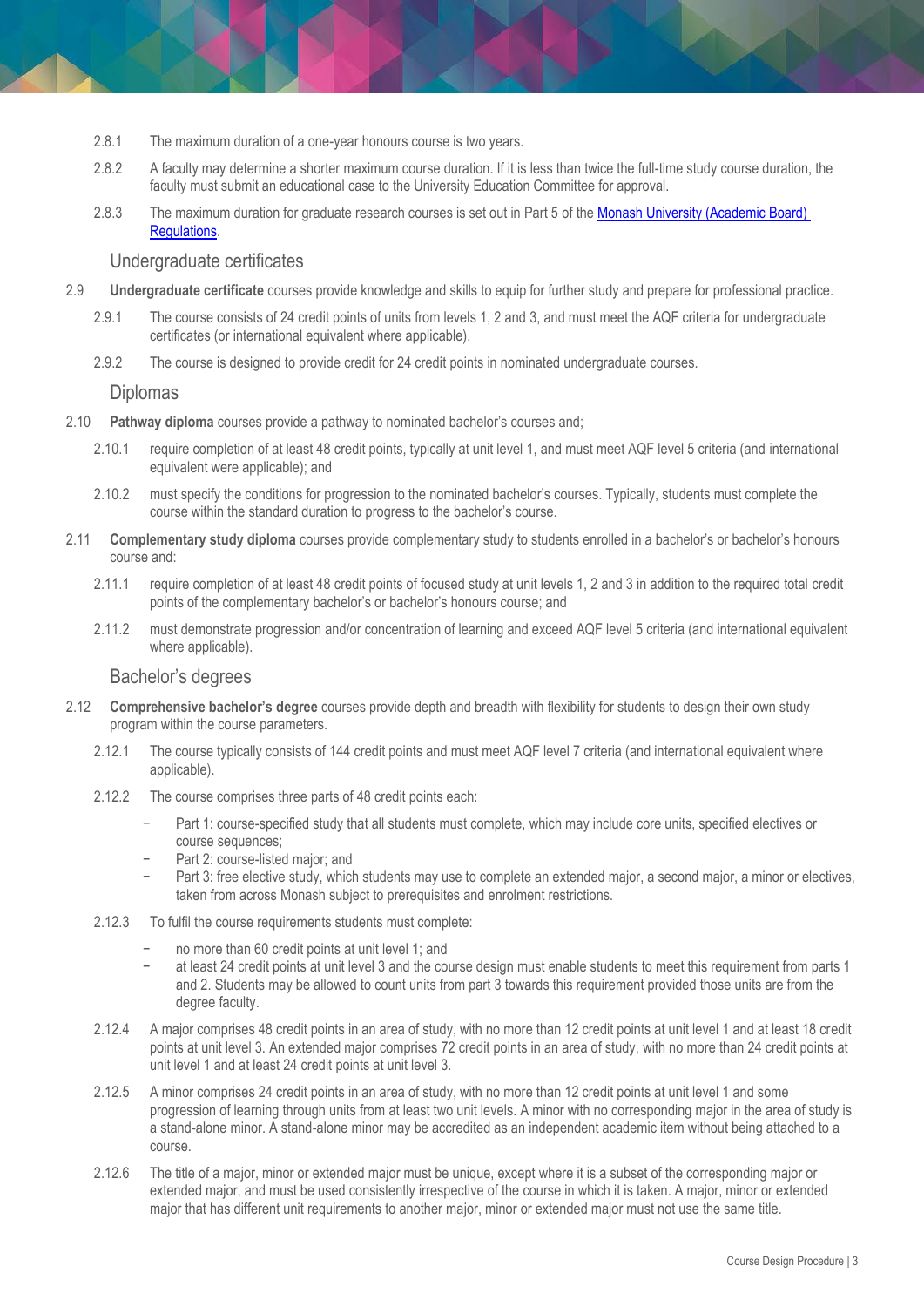2.8.1 The maximum duration of a one-year honours course is two years.

2.8.2 A faculty may determine a shorter maximum course duration. If it is less than twice the full-time study course duration, the faculty must submit an educational case to the University Education Committee for approval.

2.8.3 The maximum duration for graduate research courses is set out in Part 5 of the [Monash University (Academic Board) Regulations](#).

## Undergraduate certificates

2.9 **Undergraduate certificate** courses provide knowledge and skills to equip for further study and prepare for professional practice.

2.9.1 The course consists of 24 credit points of units from levels 1, 2 and 3, and must meet the AQF criteria for undergraduate certificates (or international equivalent where applicable).

2.9.2 The course is designed to provide credit for 24 credit points in nominated undergraduate courses.

## Diplomas

2.10 **Pathway diploma** courses provide a pathway to nominated bachelor's courses and;

2.10.1 require completion of at least 48 credit points, typically at unit level 1, and must meet AQF level 5 criteria (and international equivalent were applicable); and

2.10.2 must specify the conditions for progression to the nominated bachelor's courses. Typically, students must complete the course within the standard duration to progress to the bachelor's course.

2.11 **Complementary study diploma** courses provide complementary study to students enrolled in a bachelor's or bachelor's honours course and:

2.11.1 require completion of at least 48 credit points of focused study at unit levels 1, 2 and 3 in addition to the required total credit points of the complementary bachelor's or bachelor's honours course; and

2.11.2 must demonstrate progression and/or concentration of learning and exceed AQF level 5 criteria (and international equivalent where applicable).

## Bachelor's degrees

2.12 **Comprehensive bachelor's degree** courses provide depth and breadth with flexibility for students to design their own study program within the course parameters.

2.12.1 The course typically consists of 144 credit points and must meet AQF level 7 criteria (and international equivalent where applicable).

2.12.2 The course comprises three parts of 48 credit points each:

- Part 1: course-specified study that all students must complete, which may include core units, specified electives or course sequences;
- Part 2: course-listed major; and
- Part 3: free elective study, which students may use to complete an extended major, a second major, a minor or electives, taken from across Monash subject to prerequisites and enrolment restrictions.

2.12.3 To fulfil the course requirements students must complete:

- no more than 60 credit points at unit level 1; and
- at least 24 credit points at unit level 3 and the course design must enable students to meet this requirement from parts 1 and 2. Students may be allowed to count units from part 3 towards this requirement provided those units are from the degree faculty.

2.12.4 A major comprises 48 credit points in an area of study, with no more than 12 credit points at unit level 1 and at least 18 credit points at unit level 3. An extended major comprises 72 credit points in an area of study, with no more than 24 credit points at unit level 1 and at least 24 credit points at unit level 3.

2.12.5 A minor comprises 24 credit points in an area of study, with no more than 12 credit points at unit level 1 and some progression of learning through units from at least two unit levels. A minor with no corresponding major in the area of study is a stand-alone minor. A stand-alone minor may be accredited as an independent academic item without being attached to a course.

2.12.6 The title of a major, minor or extended major must be unique, except where it is a subset of the corresponding major or extended major, and must be used consistently irrespective of the course in which it is taken. A major, minor or extended major that has different unit requirements to another major, minor or extended major must not use the same title.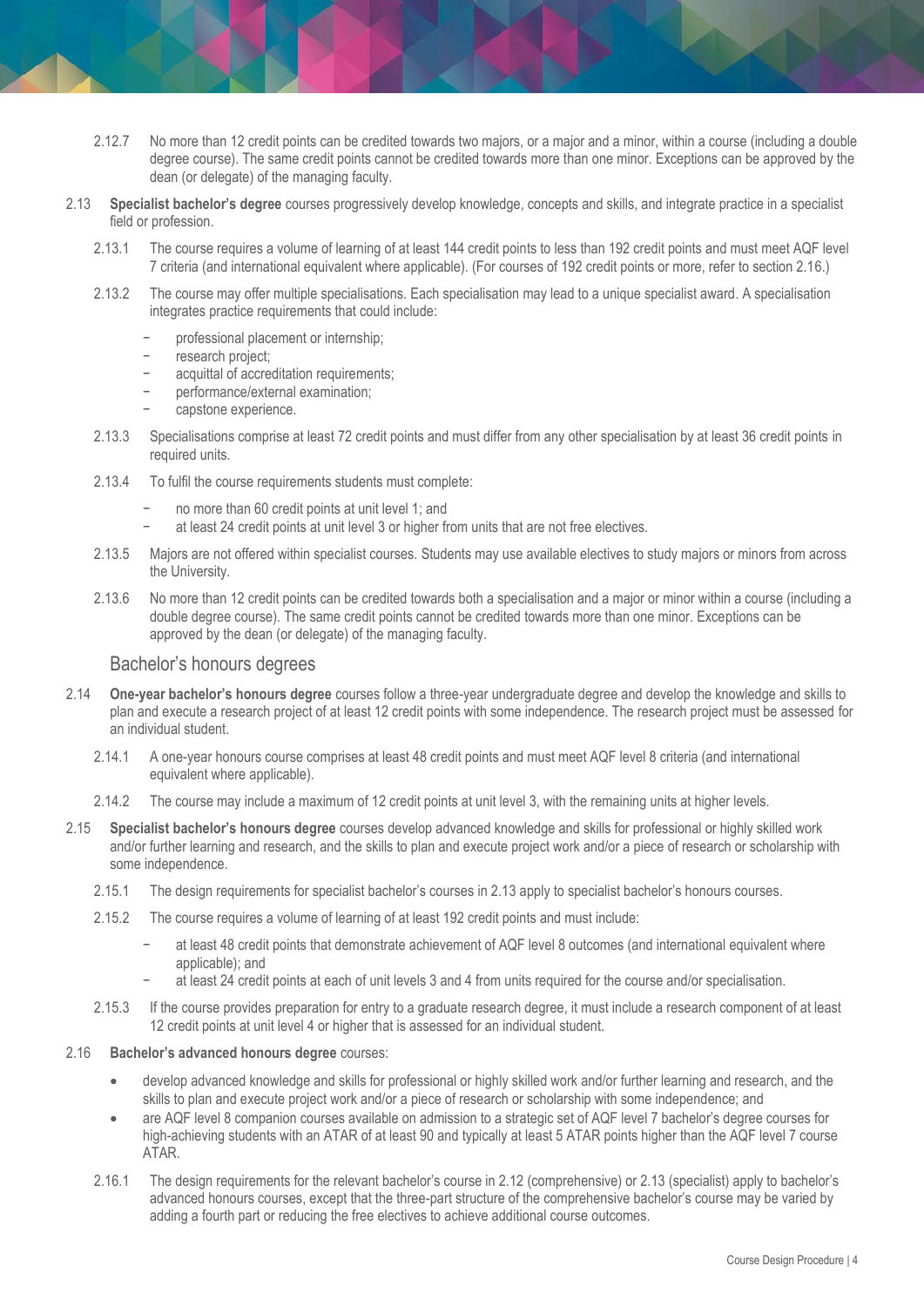2.12.7 No more than 12 credit points can be credited towards two majors, or a major and a minor, within a course (including a double degree course). The same credit points cannot be credited towards more than one minor. Exceptions can be approved by the dean (or delegate) of the managing faculty.

2.13 **Specialist bachelor's degree** courses progressively develop knowledge, concepts and skills, and integrate practice in a specialist field or profession.

2.13.1 The course requires a volume of learning of at least 144 credit points to less than 192 credit points and must meet AQF level 7 criteria (and international equivalent where applicable). (For courses of 192 credit points or more, refer to section 2.16.)

2.13.2 The course may offer multiple specialisations. Each specialisation may lead to a unique specialist award. A specialisation integrates practice requirements that could include:

- professional placement or internship;
- research project;
- acquittal of accreditation requirements;
- performance/external examination;
- capstone experience.

2.13.3 Specialisations comprise at least 72 credit points and must differ from any other specialisation by at least 36 credit points in required units.

2.13.4 To fulfil the course requirements students must complete:

- no more than 60 credit points at unit level 1; and
- at least 24 credit points at unit level 3 or higher from units that are not free electives.

2.13.5 Majors are not offered within specialist courses. Students may use available electives to study majors or minors from across the University.

2.13.6 No more than 12 credit points can be credited towards both a specialisation and a major or minor within a course (including a double degree course). The same credit points cannot be credited towards more than one minor. Exceptions can be approved by the dean (or delegate) of the managing faculty.

## Bachelor's honours degrees

2.14 **One-year bachelor's honours degree** courses follow a three-year undergraduate degree and develop the knowledge and skills to plan and execute a research project of at least 12 credit points with some independence. The research project must be assessed for an individual student.

2.14.1 A one-year honours course comprises at least 48 credit points and must meet AQF level 8 criteria (and international equivalent where applicable).

2.14.2 The course may include a maximum of 12 credit points at unit level 3, with the remaining units at higher levels.

2.15 **Specialist bachelor's honours degree** courses develop advanced knowledge and skills for professional or highly skilled work and/or further learning and research, and the skills to plan and execute project work and/or a piece of research or scholarship with some independence.

2.15.1 The design requirements for specialist bachelor's courses in 2.13 apply to specialist bachelor's honours courses.

2.15.2 The course requires a volume of learning of at least 192 credit points and must include:

- at least 48 credit points that demonstrate achievement of AQF level 8 outcomes (and international equivalent where applicable); and
- at least 24 credit points at each of unit levels 3 and 4 from units required for the course and/or specialisation.

2.15.3 If the course provides preparation for entry to a graduate research degree, it must include a research component of at least 12 credit points at unit level 4 or higher that is assessed for an individual student.

2.16 **Bachelor's advanced honours degree** courses:

- develop advanced knowledge and skills for professional or highly skilled work and/or further learning and research, and the skills to plan and execute project work and/or a piece of research or scholarship with some independence; and
- are AQF level 8 companion courses available on admission to a strategic set of AQF level 7 bachelor's degree courses for high-achieving students with an ATAR of at least 90 and typically at least 5 ATAR points higher than the AQF level 7 course ATAR.

2.16.1 The design requirements for the relevant bachelor's course in 2.12 (comprehensive) or 2.13 (specialist) apply to bachelor's advanced honours courses, except that the three-part structure of the comprehensive bachelor's course may be varied by adding a fourth part or reducing the free electives to achieve additional course outcomes.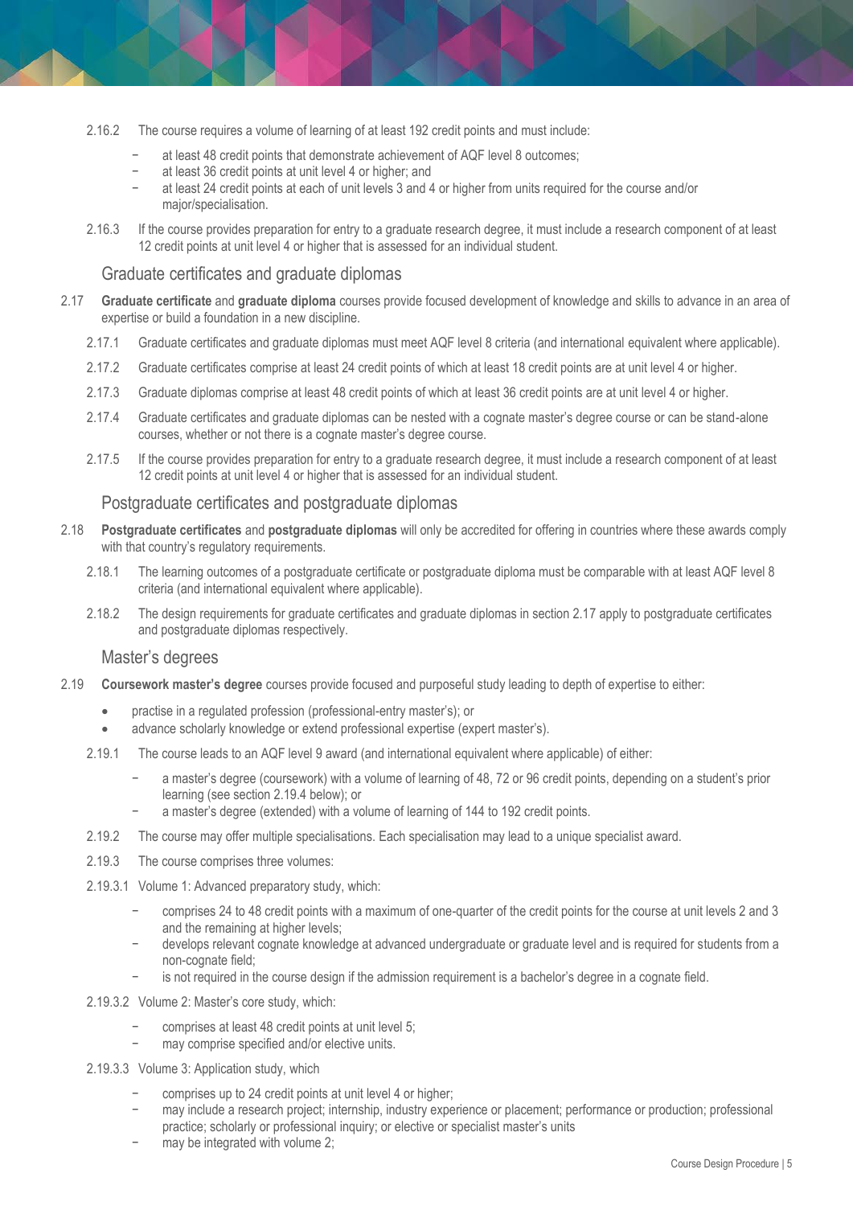2.16.2 The course requires a volume of learning of at least 192 credit points and must include:

- at least 48 credit points that demonstrate achievement of AQF level 8 outcomes;
- at least 36 credit points at unit level 4 or higher; and
- at least 24 credit points at each of unit levels 3 and 4 or higher from units required for the course and/or major/specialisation.

2.16.3 If the course provides preparation for entry to a graduate research degree, it must include a research component of at least 12 credit points at unit level 4 or higher that is assessed for an individual student.

## Graduate certificates and graduate diplomas

2.17 **Graduate certificate** and **graduate diploma** courses provide focused development of knowledge and skills to advance in an area of expertise or build a foundation in a new discipline.

2.17.1 Graduate certificates and graduate diplomas must meet AQF level 8 criteria (and international equivalent where applicable).

2.17.2 Graduate certificates comprise at least 24 credit points of which at least 18 credit points are at unit level 4 or higher.

2.17.3 Graduate diplomas comprise at least 48 credit points of which at least 36 credit points are at unit level 4 or higher.

2.17.4 Graduate certificates and graduate diplomas can be nested with a cognate master's degree course or can be stand-alone courses, whether or not there is a cognate master's degree course.

2.17.5 If the course provides preparation for entry to a graduate research degree, it must include a research component of at least 12 credit points at unit level 4 or higher that is assessed for an individual student.

## Postgraduate certificates and postgraduate diplomas

2.18 **Postgraduate certificates** and **postgraduate diplomas** will only be accredited for offering in countries where these awards comply with that country's regulatory requirements.

2.18.1 The learning outcomes of a postgraduate certificate or postgraduate diploma must be comparable with at least AQF level 8 criteria (and international equivalent where applicable).

2.18.2 The design requirements for graduate certificates and graduate diplomas in section 2.17 apply to postgraduate certificates and postgraduate diplomas respectively.

## Master's degrees

2.19 **Coursework master's degree** courses provide focused and purposeful study leading to depth of expertise to either:

- practise in a regulated profession (professional-entry master's); or
- advance scholarly knowledge or extend professional expertise (expert master's).

2.19.1 The course leads to an AQF level 9 award (and international equivalent where applicable) of either:

- a master's degree (coursework) with a volume of learning of 48, 72 or 96 credit points, depending on a student's prior learning (see section 2.19.4 below); or
- a master's degree (extended) with a volume of learning of 144 to 192 credit points.

2.19.2 The course may offer multiple specialisations. Each specialisation may lead to a unique specialist award.

2.19.3 The course comprises three volumes:

2.19.3.1 Volume 1: Advanced preparatory study, which:

- comprises 24 to 48 credit points with a maximum of one-quarter of the credit points for the course at unit levels 2 and 3 and the remaining at higher levels;
- develops relevant cognate knowledge at advanced undergraduate or graduate level and is required for students from a non-cognate field;
- is not required in the course design if the admission requirement is a bachelor's degree in a cognate field.

2.19.3.2 Volume 2: Master's core study, which:

- comprises at least 48 credit points at unit level 5;
- may comprise specified and/or elective units.

2.19.3.3 Volume 3: Application study, which

- comprises up to 24 credit points at unit level 4 or higher;
- may include a research project; internship, industry experience or placement; performance or production; professional practice; scholarly or professional inquiry; or elective or specialist master's units
- may be integrated with volume 2;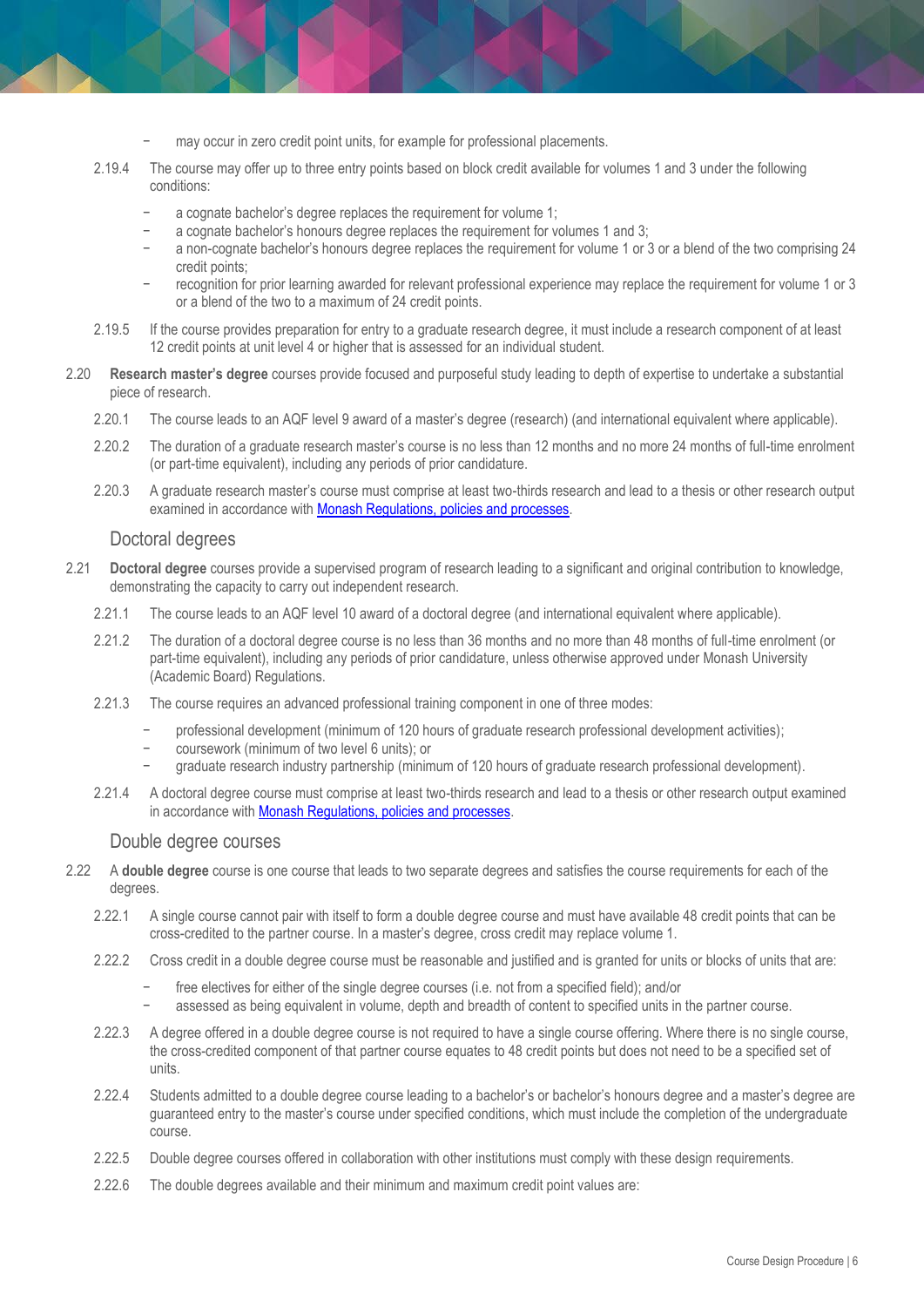- may occur in zero credit point units, for example for professional placements.

2.19.4 The course may offer up to three entry points based on block credit available for volumes 1 and 3 under the following conditions:

- a cognate bachelor's degree replaces the requirement for volume 1;
- a cognate bachelor's honours degree replaces the requirement for volumes 1 and 3;
- a non-cognate bachelor's honours degree replaces the requirement for volume 1 or 3 or a blend of the two comprising 24 credit points;
- recognition for prior learning awarded for relevant professional experience may replace the requirement for volume 1 or 3 or a blend of the two to a maximum of 24 credit points.

2.19.5 If the course provides preparation for entry to a graduate research degree, it must include a research component of at least 12 credit points at unit level 4 or higher that is assessed for an individual student.

2.20 **Research master's degree** courses provide focused and purposeful study leading to depth of expertise to undertake a substantial piece of research.

2.20.1 The course leads to an AQF level 9 award of a master's degree (research) (and international equivalent where applicable).

2.20.2 The duration of a graduate research master's course is no less than 12 months and no more 24 months of full-time enrolment (or part-time equivalent), including any periods of prior candidature.

2.20.3 A graduate research master's course must comprise at least two-thirds research and lead to a thesis or other research output examined in accordance with [Monash Regulations, policies and processes](#).

## Doctoral degrees

2.21 **Doctoral degree** courses provide a supervised program of research leading to a significant and original contribution to knowledge, demonstrating the capacity to carry out independent research.

2.21.1 The course leads to an AQF level 10 award of a doctoral degree (and international equivalent where applicable).

2.21.2 The duration of a doctoral degree course is no less than 36 months and no more than 48 months of full-time enrolment (or part-time equivalent), including any periods of prior candidature, unless otherwise approved under Monash University (Academic Board) Regulations.

2.21.3 The course requires an advanced professional training component in one of three modes:

- professional development (minimum of 120 hours of graduate research professional development activities);
- coursework (minimum of two level 6 units); or
- graduate research industry partnership (minimum of 120 hours of graduate research professional development).

2.21.4 A doctoral degree course must comprise at least two-thirds research and lead to a thesis or other research output examined in accordance with [Monash Regulations, policies and processes](#).

## Double degree courses

2.22 A **double degree** course is one course that leads to two separate degrees and satisfies the course requirements for each of the degrees.

2.22.1 A single course cannot pair with itself to form a double degree course and must have available 48 credit points that can be cross-credited to the partner course. In a master's degree, cross credit may replace volume 1.

2.22.2 Cross credit in a double degree course must be reasonable and justified and is granted for units or blocks of units that are:

- free electives for either of the single degree courses (i.e. not from a specified field); and/or
- assessed as being equivalent in volume, depth and breadth of content to specified units in the partner course.

2.22.3 A degree offered in a double degree course is not required to have a single course offering. Where there is no single course, the cross-credited component of that partner course equates to 48 credit points but does not need to be a specified set of units.

2.22.4 Students admitted to a double degree course leading to a bachelor's or bachelor's honours degree and a master's degree are guaranteed entry to the master's course under specified conditions, which must include the completion of the undergraduate course.

2.22.5 Double degree courses offered in collaboration with other institutions must comply with these design requirements.

2.22.6 The double degrees available and their minimum and maximum credit point values are: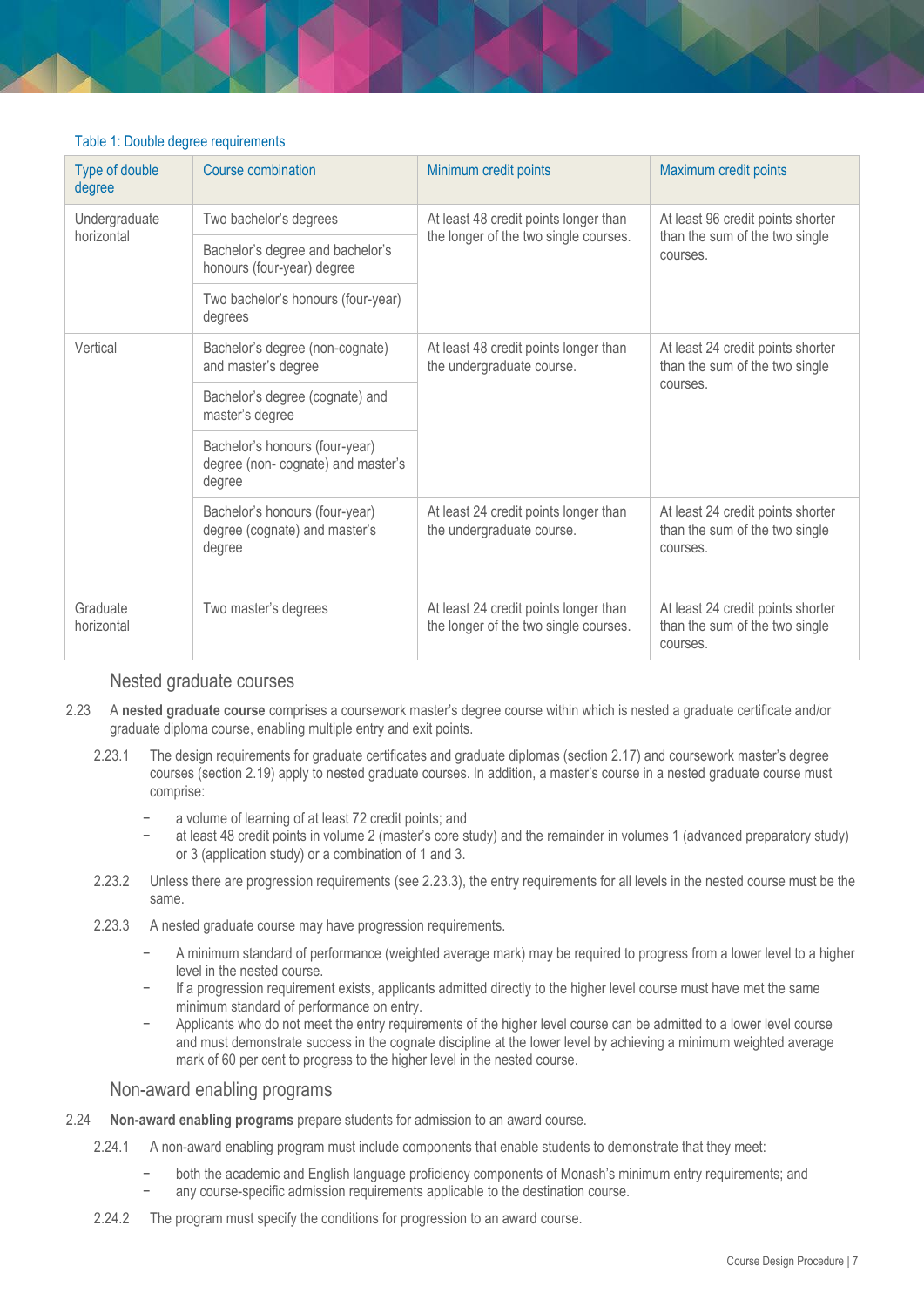Table 1: Double degree requirements

| Type of double degree | Course combination | Minimum credit points | Maximum credit points |
|---|---|---|---|
| Undergraduate horizontal | Two bachelor's degrees | At least 48 credit points longer than the longer of the two single courses. | At least 96 credit points shorter than the sum of the two single courses. |
| | Bachelor's degree and bachelor's honours (four-year) degree | | |
| | Two bachelor's honours (four-year) degrees | | |
| Vertical | Bachelor's degree (non-cognate) and master's degree | At least 48 credit points longer than the undergraduate course. | At least 24 credit points shorter than the sum of the two single courses. |
| | Bachelor's degree (cognate) and master's degree | | |
| | Bachelor's honours (four-year) degree (non- cognate) and master's degree | | |
| | Bachelor's honours (four-year) degree (cognate) and master's degree | At least 24 credit points longer than the undergraduate course. | At least 24 credit points shorter than the sum of the two single courses. |
| Graduate horizontal | Two master's degrees | At least 24 credit points longer than the longer of the two single courses. | At least 24 credit points shorter than the sum of the two single courses. |

## Nested graduate courses

2.23 A **nested graduate course** comprises a coursework master's degree course within which is nested a graduate certificate and/or graduate diploma course, enabling multiple entry and exit points.

2.23.1 The design requirements for graduate certificates and graduate diplomas (section 2.17) and coursework master's degree courses (section 2.19) apply to nested graduate courses. In addition, a master's course in a nested graduate course must comprise:

- a volume of learning of at least 72 credit points; and
- at least 48 credit points in volume 2 (master's core study) and the remainder in volumes 1 (advanced preparatory study) or 3 (application study) or a combination of 1 and 3.

2.23.2 Unless there are progression requirements (see 2.23.3), the entry requirements for all levels in the nested course must be the same.

2.23.3 A nested graduate course may have progression requirements.

- A minimum standard of performance (weighted average mark) may be required to progress from a lower level to a higher level in the nested course.
- If a progression requirement exists, applicants admitted directly to the higher level course must have met the same minimum standard of performance on entry.
- Applicants who do not meet the entry requirements of the higher level course can be admitted to a lower level course and must demonstrate success in the cognate discipline at the lower level by achieving a minimum weighted average mark of 60 per cent to progress to the higher level in the nested course.

## Non-award enabling programs

2.24 **Non-award enabling programs** prepare students for admission to an award course.

2.24.1 A non-award enabling program must include components that enable students to demonstrate that they meet:

- both the academic and English language proficiency components of Monash's minimum entry requirements; and
- any course-specific admission requirements applicable to the destination course.

2.24.2 The program must specify the conditions for progression to an award course.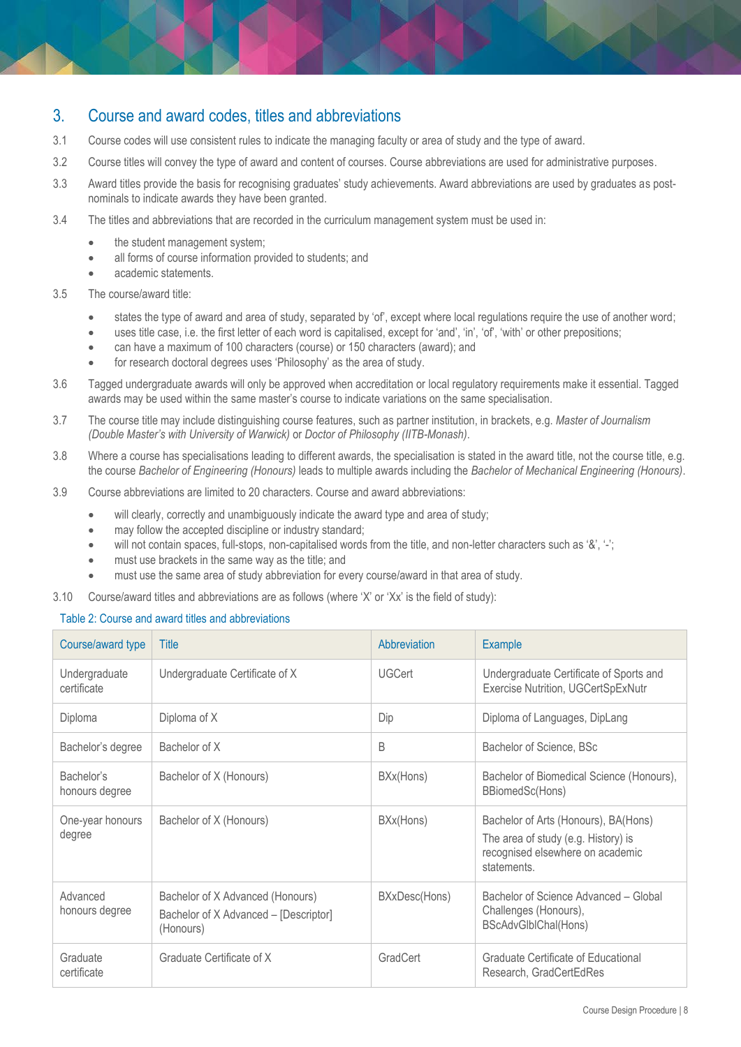## 3. Course and award codes, titles and abbreviations

3.1 Course codes will use consistent rules to indicate the managing faculty or area of study and the type of award.

3.2 Course titles will convey the type of award and content of courses. Course abbreviations are used for administrative purposes.

3.3 Award titles provide the basis for recognising graduates' study achievements. Award abbreviations are used by graduates as post-nominals to indicate awards they have been granted.

3.4 The titles and abbreviations that are recorded in the curriculum management system must be used in:

- the student management system;
- all forms of course information provided to students; and
- academic statements.

3.5 The course/award title:

- states the type of award and area of study, separated by 'of', except where local regulations require the use of another word;
- uses title case, i.e. the first letter of each word is capitalised, except for 'and', 'in', 'of', 'with' or other prepositions;
- can have a maximum of 100 characters (course) or 150 characters (award); and
- for research doctoral degrees uses 'Philosophy' as the area of study.

3.6 Tagged undergraduate awards will only be approved when accreditation or local regulatory requirements make it essential. Tagged awards may be used within the same master's course to indicate variations on the same specialisation.

3.7 The course title may include distinguishing course features, such as partner institution, in brackets, e.g. *Master of Journalism (Double Master's with University of Warwick)* or *Doctor of Philosophy (IITB-Monash)*.

3.8 Where a course has specialisations leading to different awards, the specialisation is stated in the award title, not the course title, e.g. the course *Bachelor of Engineering (Honours)* leads to multiple awards including the *Bachelor of Mechanical Engineering (Honours)*.

3.9 Course abbreviations are limited to 20 characters. Course and award abbreviations:

- will clearly, correctly and unambiguously indicate the award type and area of study;
- may follow the accepted discipline or industry standard;
- will not contain spaces, full-stops, non-capitalised words from the title, and non-letter characters such as '&', '-';
- must use brackets in the same way as the title; and
- must use the same area of study abbreviation for every course/award in that area of study.

3.10 Course/award titles and abbreviations are as follows (where 'X' or 'Xx' is the field of study):

Table 2: Course and award titles and abbreviations

| Course/award type | Title | Abbreviation | Example |
|---|---|---|---|
| Undergraduate certificate | Undergraduate Certificate of X | UGCert | Undergraduate Certificate of Sports and Exercise Nutrition, UGCertSpExNutr |
| Diploma | Diploma of X | Dip | Diploma of Languages, DipLang |
| Bachelor's degree | Bachelor of X | B | Bachelor of Science, BSc |
| Bachelor's honours degree | Bachelor of X (Honours) | BXx(Hons) | Bachelor of Biomedical Science (Honours), BBiomedSc(Hons) |
| One-year honours degree | Bachelor of X (Honours) | BXx(Hons) | Bachelor of Arts (Honours), BA(Hons)<br>The area of study (e.g. History) is recognised elsewhere on academic statements. |
| Advanced honours degree | Bachelor of X Advanced (Honours)<br>Bachelor of X Advanced – [Descriptor] (Honours) | BXxDesc(Hons) | Bachelor of Science Advanced – Global Challenges (Honours), BScAdvGlblChal(Hons) |
| Graduate certificate | Graduate Certificate of X | GradCert | Graduate Certificate of Educational Research, GradCertEdRes |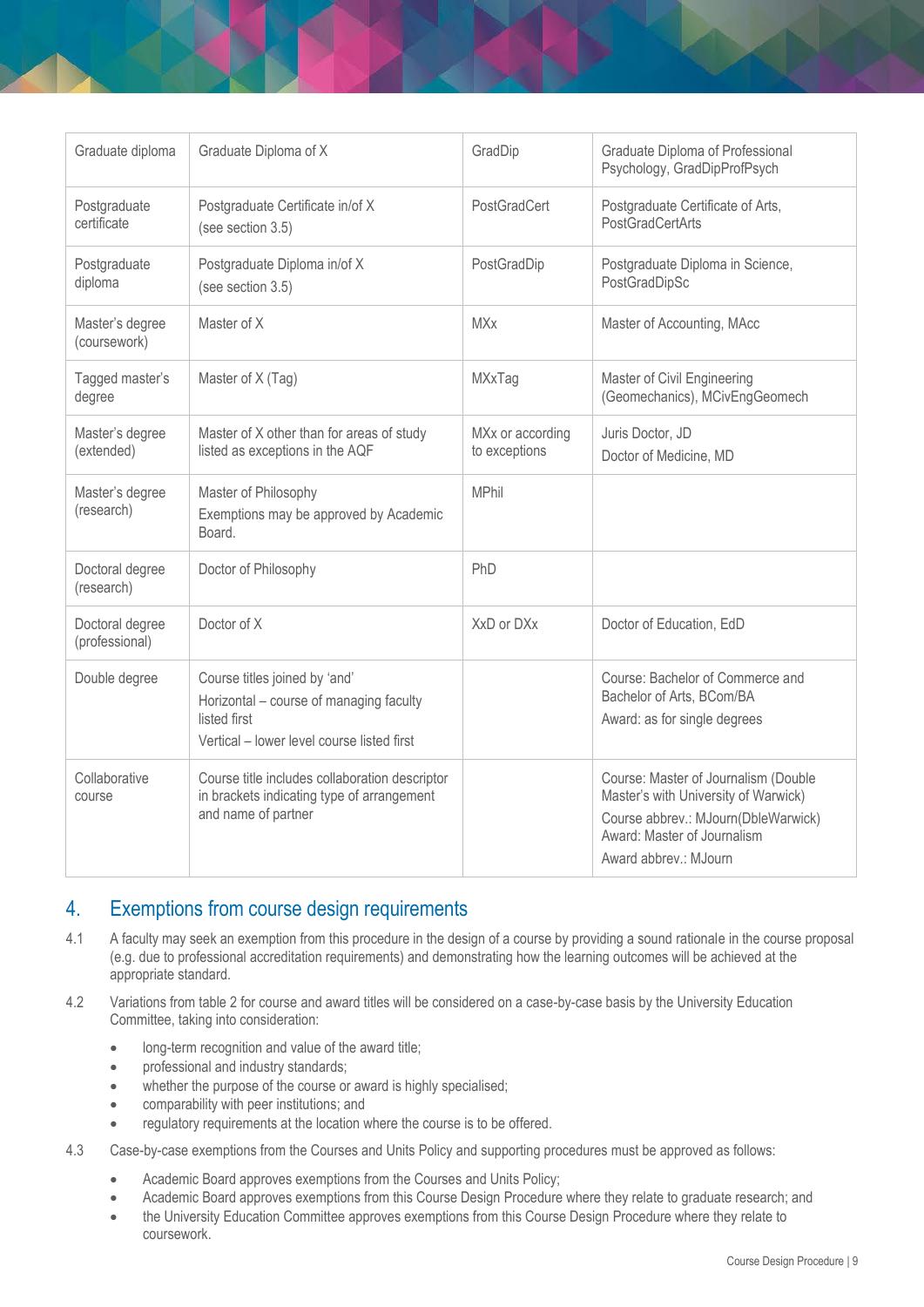| Graduate diploma | Graduate Diploma of X | GradDip | Graduate Diploma of Professional Psychology, GradDipProfPsych |
|---|---|---|---|
| Postgraduate certificate | Postgraduate Certificate in/of X (see section 3.5) | PostGradCert | Postgraduate Certificate of Arts, PostGradCertArts |
| Postgraduate diploma | Postgraduate Diploma in/of X (see section 3.5) | PostGradDip | Postgraduate Diploma in Science, PostGradDipSc |
| Master's degree (coursework) | Master of X | MXx | Master of Accounting, MAcc |
| Tagged master's degree | Master of X (Tag) | MXxTag | Master of Civil Engineering (Geomechanics), MCivEngGeomech |
| Master's degree (extended) | Master of X other than for areas of study listed as exceptions in the AQF | MXx or according to exceptions | Juris Doctor, JD<br>Doctor of Medicine, MD |
| Master's degree (research) | Master of Philosophy<br>Exemptions may be approved by Academic Board. | MPhil | |
| Doctoral degree (research) | Doctor of Philosophy | PhD | |
| Doctoral degree (professional) | Doctor of X | XxD or DXx | Doctor of Education, EdD |
| Double degree | Course titles joined by 'and'<br>Horizontal – course of managing faculty listed first<br>Vertical – lower level course listed first | | Course: Bachelor of Commerce and Bachelor of Arts, BCom/BA<br>Award: as for single degrees |
| Collaborative course | Course title includes collaboration descriptor in brackets indicating type of arrangement and name of partner | | Course: Master of Journalism (Double Master's with University of Warwick)<br>Course abbrev.: MJourn(DbleWarwick)<br>Award: Master of Journalism<br>Award abbrev.: MJourn |

## 4. Exemptions from course design requirements

4.1 A faculty may seek an exemption from this procedure in the design of a course by providing a sound rationale in the course proposal (e.g. due to professional accreditation requirements) and demonstrating how the learning outcomes will be achieved at the appropriate standard.

4.2 Variations from table 2 for course and award titles will be considered on a case-by-case basis by the University Education Committee, taking into consideration:

- long-term recognition and value of the award title;
- professional and industry standards;
- whether the purpose of the course or award is highly specialised;
- comparability with peer institutions; and
- regulatory requirements at the location where the course is to be offered.

4.3 Case-by-case exemptions from the Courses and Units Policy and supporting procedures must be approved as follows:

- Academic Board approves exemptions from the Courses and Units Policy;
- Academic Board approves exemptions from this Course Design Procedure where they relate to graduate research; and
- the University Education Committee approves exemptions from this Course Design Procedure where they relate to coursework.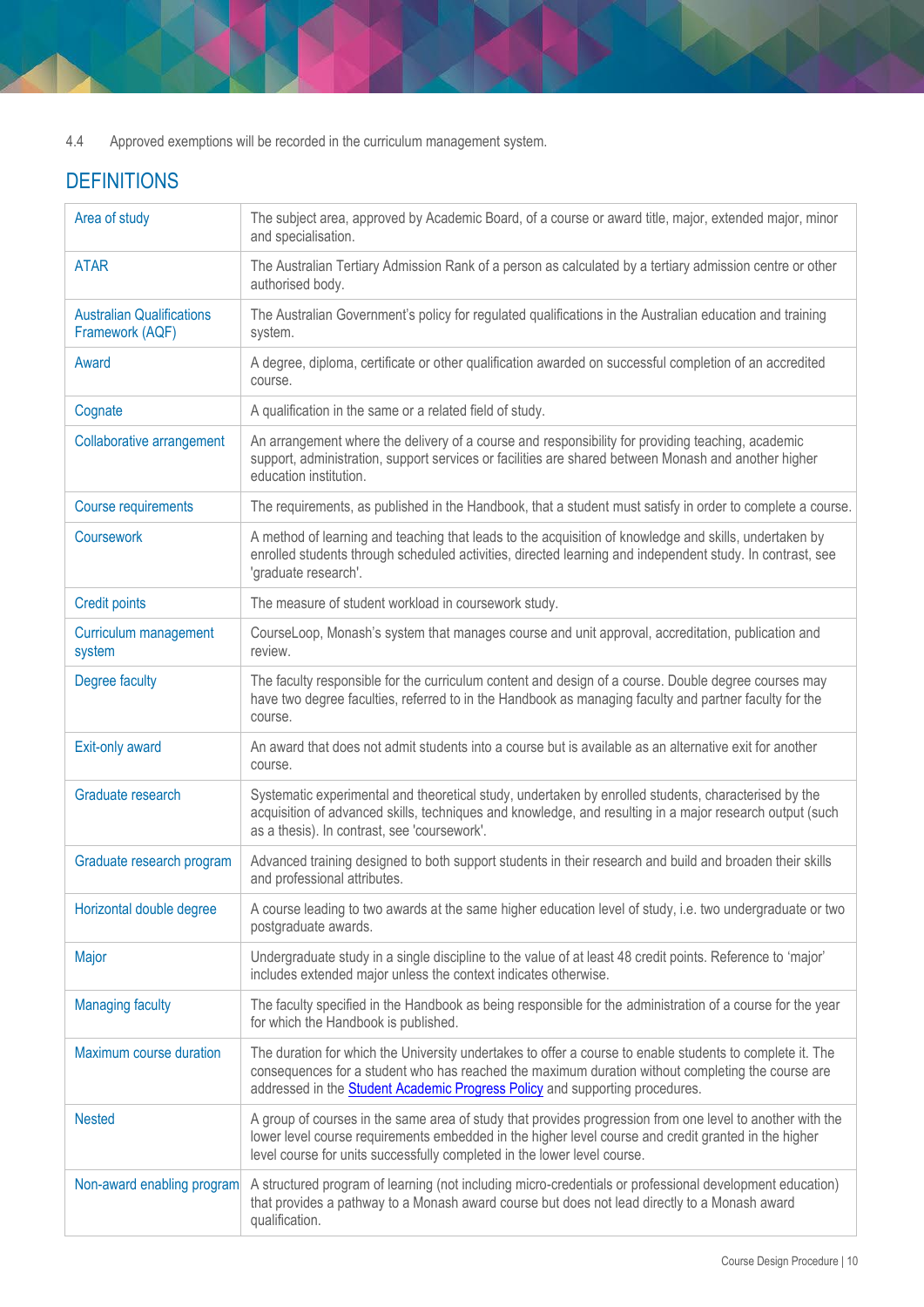4.4 Approved exemptions will be recorded in the curriculum management system.

## DEFINITIONS

| | |
|---|---|
| Area of study | The subject area, approved by Academic Board, of a course or award title, major, extended major, minor and specialisation. |
| ATAR | The Australian Tertiary Admission Rank of a person as calculated by a tertiary admission centre or other authorised body. |
| Australian Qualifications Framework (AQF) | The Australian Government's policy for regulated qualifications in the Australian education and training system. |
| Award | A degree, diploma, certificate or other qualification awarded on successful completion of an accredited course. |
| Cognate | A qualification in the same or a related field of study. |
| Collaborative arrangement | An arrangement where the delivery of a course and responsibility for providing teaching, academic support, administration, support services or facilities are shared between Monash and another higher education institution. |
| Course requirements | The requirements, as published in the Handbook, that a student must satisfy in order to complete a course. |
| Coursework | A method of learning and teaching that leads to the acquisition of knowledge and skills, undertaken by enrolled students through scheduled activities, directed learning and independent study. In contrast, see 'graduate research'. |
| Credit points | The measure of student workload in coursework study. |
| Curriculum management system | CourseLoop, Monash's system that manages course and unit approval, accreditation, publication and review. |
| Degree faculty | The faculty responsible for the curriculum content and design of a course. Double degree courses may have two degree faculties, referred to in the Handbook as managing faculty and partner faculty for the course. |
| Exit-only award | An award that does not admit students into a course but is available as an alternative exit for another course. |
| Graduate research | Systematic experimental and theoretical study, undertaken by enrolled students, characterised by the acquisition of advanced skills, techniques and knowledge, and resulting in a major research output (such as a thesis). In contrast, see 'coursework'. |
| Graduate research program | Advanced training designed to both support students in their research and build and broaden their skills and professional attributes. |
| Horizontal double degree | A course leading to two awards at the same higher education level of study, i.e. two undergraduate or two postgraduate awards. |
| Major | Undergraduate study in a single discipline to the value of at least 48 credit points. Reference to 'major' includes extended major unless the context indicates otherwise. |
| Managing faculty | The faculty specified in the Handbook as being responsible for the administration of a course for the year for which the Handbook is published. |
| Maximum course duration | The duration for which the University undertakes to offer a course to enable students to complete it. The consequences for a student who has reached the maximum duration without completing the course are addressed in the Student Academic Progress Policy and supporting procedures. |
| Nested | A group of courses in the same area of study that provides progression from one level to another with the lower level course requirements embedded in the higher level course and credit granted in the higher level course for units successfully completed in the lower level course. |
| Non-award enabling program | A structured program of learning (not including micro-credentials or professional development education) that provides a pathway to a Monash award course but does not lead directly to a Monash award qualification. |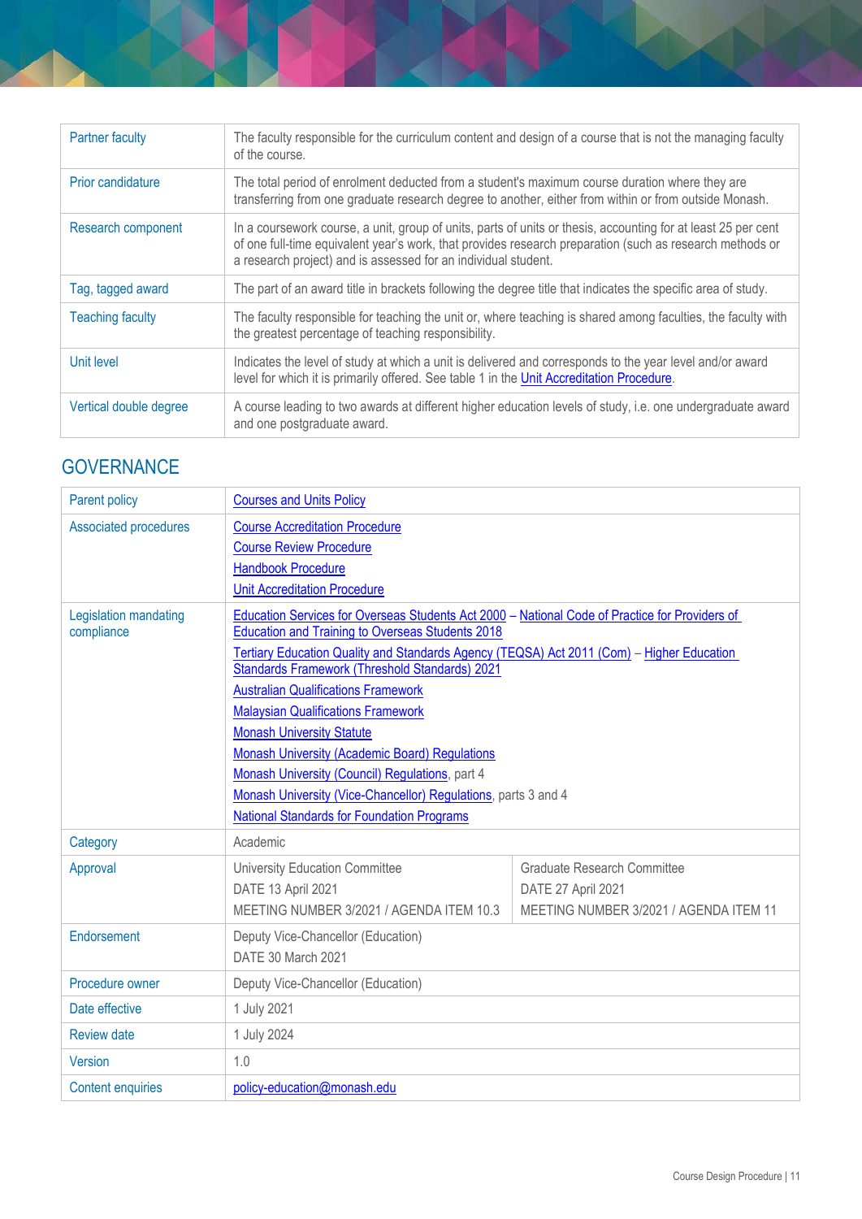| | |
|---|---|
| Partner faculty | The faculty responsible for the curriculum content and design of a course that is not the managing faculty of the course. |
| Prior candidature | The total period of enrolment deducted from a student's maximum course duration where they are transferring from one graduate research degree to another, either from within or from outside Monash. |
| Research component | In a coursework course, a unit, group of units, parts of units or thesis, accounting for at least 25 per cent of one full-time equivalent year's work, that provides research preparation (such as research methods or a research project) and is assessed for an individual student. |
| Tag, tagged award | The part of an award title in brackets following the degree title that indicates the specific area of study. |
| Teaching faculty | The faculty responsible for teaching the unit or, where teaching is shared among faculties, the faculty with the greatest percentage of teaching responsibility. |
| Unit level | Indicates the level of study at which a unit is delivered and corresponds to the year level and/or award level for which it is primarily offered. See table 1 in the Unit Accreditation Procedure. |
| Vertical double degree | A course leading to two awards at different higher education levels of study, i.e. one undergraduate award and one postgraduate award. |

## GOVERNANCE

| | | |
|---|---|---|
| Parent policy | Courses and Units Policy | |
| Associated procedures | Course Accreditation Procedure<br>Course Review Procedure<br>Handbook Procedure<br>Unit Accreditation Procedure | |
| Legislation mandating compliance | Education Services for Overseas Students Act 2000 – National Code of Practice for Providers of Education and Training to Overseas Students 2018<br>Tertiary Education Quality and Standards Agency (TEQSA) Act 2011 (Com) – Higher Education Standards Framework (Threshold Standards) 2021<br>Australian Qualifications Framework<br>Malaysian Qualifications Framework<br>Monash University Statute<br>Monash University (Academic Board) Regulations<br>Monash University (Council) Regulations, part 4<br>Monash University (Vice-Chancellor) Regulations, parts 3 and 4<br>National Standards for Foundation Programs | |
| Category | Academic | |
| Approval | University Education Committee<br>DATE 13 April 2021<br>MEETING NUMBER 3/2021 / AGENDA ITEM 10.3 | Graduate Research Committee<br>DATE 27 April 2021<br>MEETING NUMBER 3/2021 / AGENDA ITEM 11 |
| Endorsement | Deputy Vice-Chancellor (Education)<br>DATE 30 March 2021 | |
| Procedure owner | Deputy Vice-Chancellor (Education) | |
| Date effective | 1 July 2021 | |
| Review date | 1 July 2024 | |
| Version | 1.0 | |
| Content enquiries | policy-education@monash.edu | |